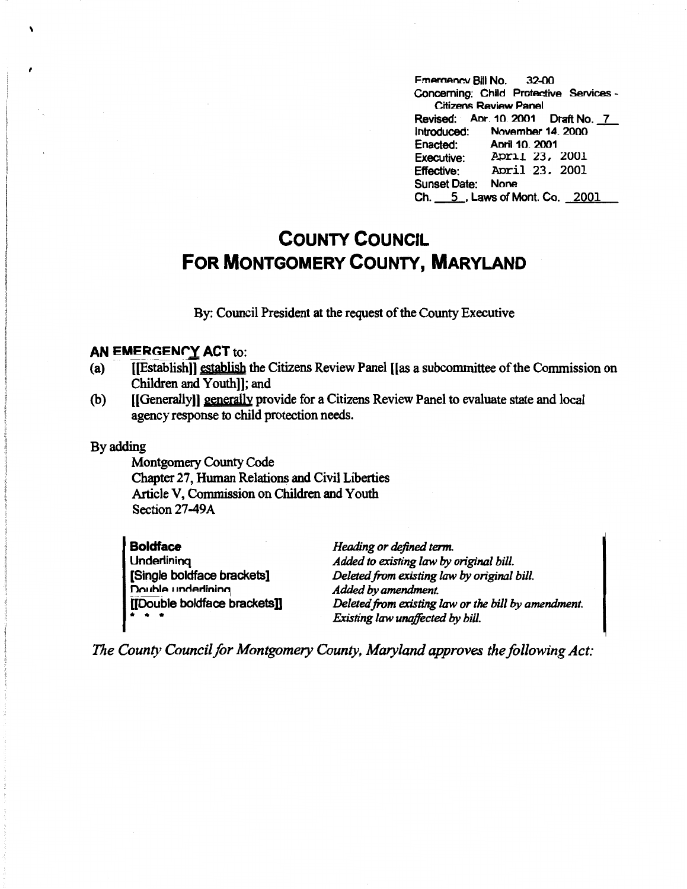Emergency Bill No. 32-00
Concerning: Child Protective Services - Citizens Review Panel
Revised: Apr. 10, 2001 Draft No. 7
Introduced: November 14, 2000
Enacted: April 10, 2001
Executive: April 23, 2001
Effective: April 23, 2001
Sunset Date: None
Ch. 5, Laws of Mont. Co. 2001

# COUNTY COUNCIL FOR MONTGOMERY COUNTY, MARYLAND

By: Council President at the request of the County Executive

**AN EMERGENCY ACT** to:

(a) [[Establish]] establish the Citizens Review Panel [[as a subcommittee of the Commission on Children and Youth]]; and

(b) [[Generally]] generally provide for a Citizens Review Panel to evaluate state and local agency response to child protection needs.

By adding

Montgomery County Code
Chapter 27, Human Relations and Civil Liberties
Article V, Commission on Children and Youth
Section 27-49A

| | |
|---|---|
| **Boldface** | *Heading or defined term.* |
| Underlining | *Added to existing law by original bill.* |
| [Single boldface brackets] | *Deleted from existing law by original bill.* |
| Double underlining | *Added by amendment.* |
| [[Double boldface brackets]] | *Deleted from existing law or the bill by amendment.* |
| * * * | *Existing law unaffected by bill.* |

*The County Council for Montgomery County, Maryland approves the following Act:*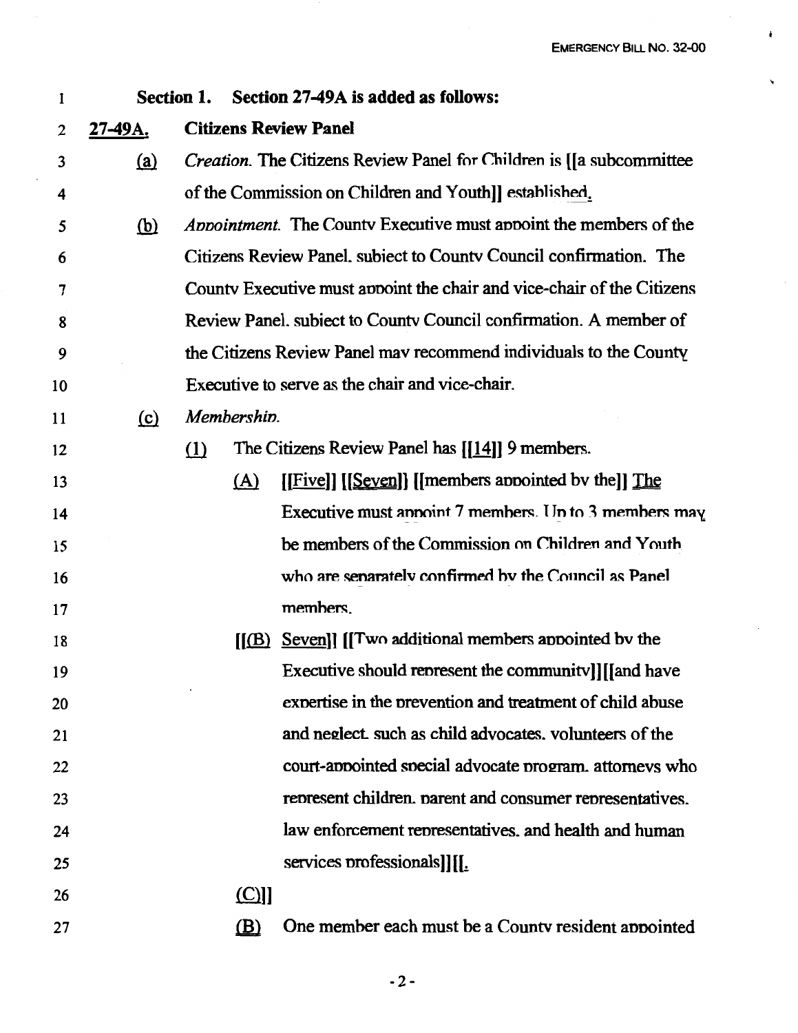**Section 1. Section 27-49A is added as follows:**

**27-49A. Citizens Review Panel**

(a) *Creation.* The Citizens Review Panel for Children is [[a subcommittee of the Commission on Children and Youth]] established.

(b) *Appointment.* The County Executive must appoint the members of the Citizens Review Panel, subject to County Council confirmation. The County Executive must appoint the chair and vice-chair of the Citizens Review Panel, subject to County Council confirmation. A member of the Citizens Review Panel may recommend individuals to the County Executive to serve as the chair and vice-chair.

(c) *Membership.*

(1) The Citizens Review Panel has [[14]] 9 members.

(A) [[Five]] [[Seven]] [[members appointed by the]] The Executive must appoint 7 members. Up to 3 members may be members of the Commission on Children and Youth who are separately confirmed by the Council as Panel members.

[[(B) Seven]] [[Two additional members appointed by the Executive should represent the community]] [[and have expertise in the prevention and treatment of child abuse and neglect, such as child advocates, volunteers of the court-appointed special advocate program, attorneys who represent children, parent and consumer representatives, law enforcement representatives, and health and human services professionals]] [[.

(C)]]

(B) One member each must be a County resident appointed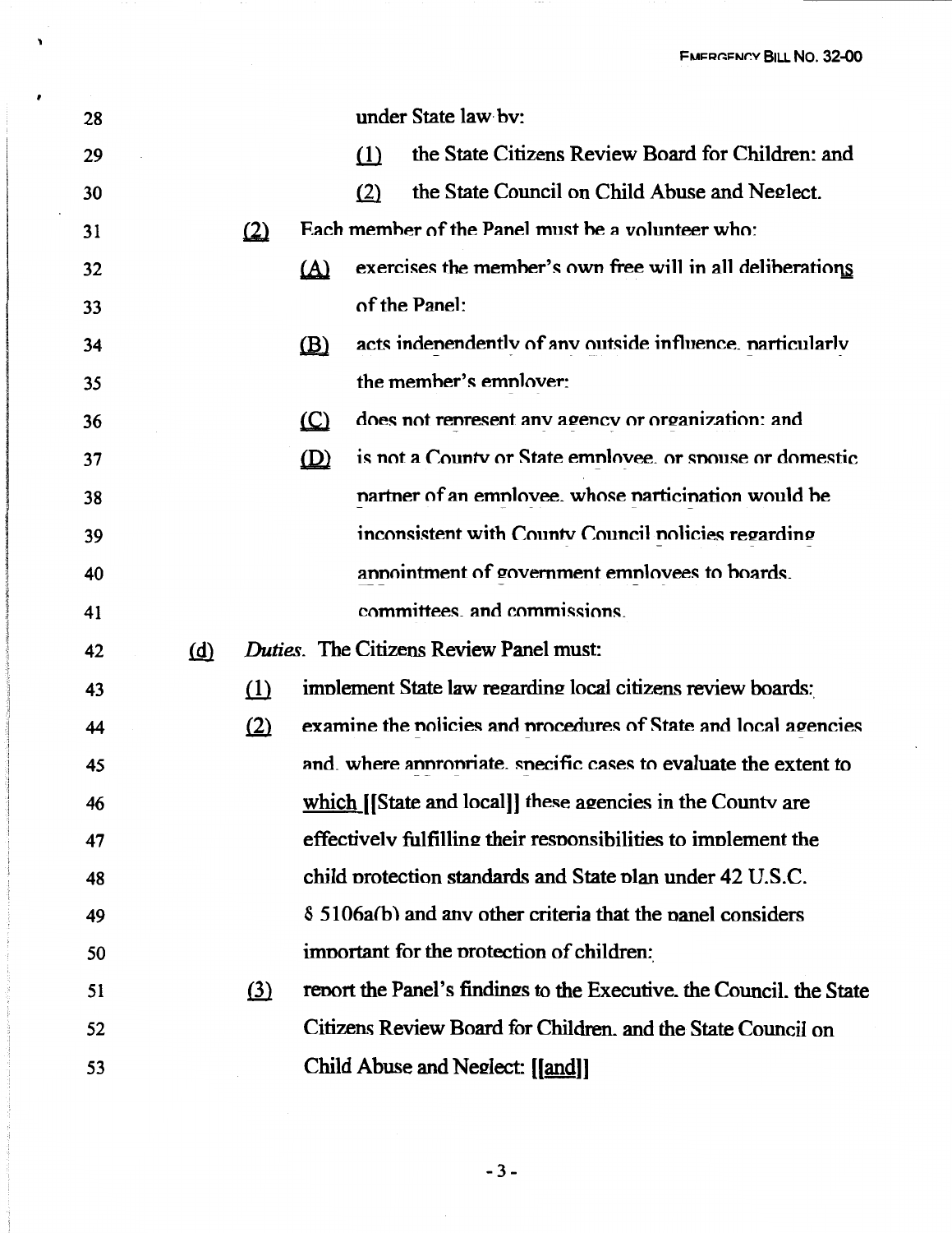under State law by:

(1) the State Citizens Review Board for Children; and

(2) the State Council on Child Abuse and Neglect.

(2) Each member of the Panel must be a volunteer who:

(A) exercises the member's own free will in all deliberations of the Panel;

(B) acts independently of any outside influence, particularly the member's employer;

(C) does not represent any agency or organization; and

(D) is not a County or State employee, or spouse or domestic partner of an employee, whose participation would be inconsistent with County Council policies regarding appointment of government employees to boards, committees, and commissions.

(d) *Duties*. The Citizens Review Panel must:

(1) implement State law regarding local citizens review boards;

(2) examine the policies and procedures of State and local agencies and, where appropriate, specific cases to evaluate the extent to which [[State and local]] these agencies in the County are effectively fulfilling their responsibilities to implement the child protection standards and State plan under 42 U.S.C. § 5106a(b) and any other criteria that the panel considers important for the protection of children;

(3) report the Panel's findings to the Executive, the Council, the State Citizens Review Board for Children, and the State Council on Child Abuse and Neglect; [[and]]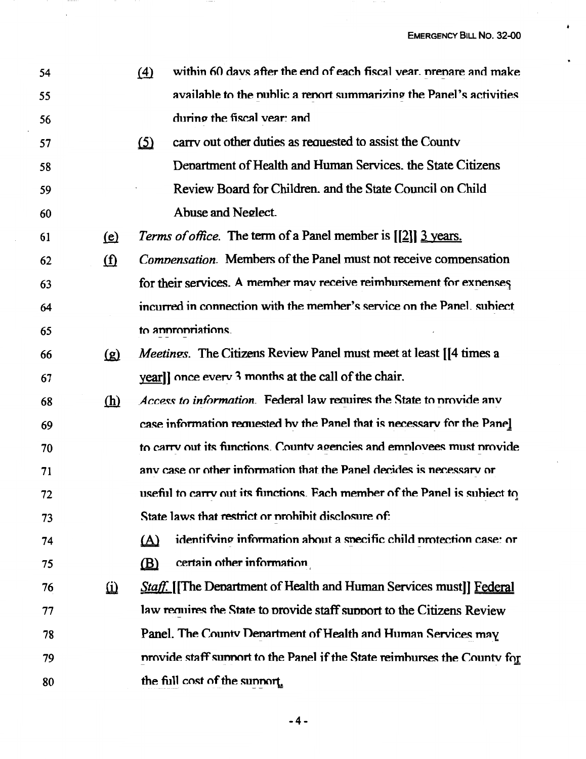54 (4) within 60 days after the end of each fiscal year, prepare and make
55 available to the public a report summarizing the Panel's activities
56 during the fiscal year; and

57 (5) carry out other duties as requested to assist the County
58 Department of Health and Human Services, the State Citizens
59 Review Board for Children, and the State Council on Child
60 Abuse and Neglect.

61 (e) *Terms of office.* The term of a Panel member is [[2]] 3 years.

62 (f) *Compensation.* Members of the Panel must not receive compensation
63 for their services. A member may receive reimbursement for expenses
64 incurred in connection with the member's service on the Panel, subject
65 to appropriations.

66 (g) *Meetings.* The Citizens Review Panel must meet at least [[4 times a
67 year]] once every 3 months at the call of the chair.

68 (h) *Access to information.* Federal law requires the State to provide any
69 case information requested by the Panel that is necessary for the Panel
70 to carry out its functions. County agencies and employees must provide
71 any case or other information that the Panel decides is necessary or
72 useful to carry out its functions. Each member of the Panel is subject to
73 State laws that restrict or prohibit disclosure of:

74 (A) identifying information about a specific child protection case; or
75 (B) certain other information.

76 (i) *Staff.* [[The Department of Health and Human Services must]] Federal
77 law requires the State to provide staff support to the Citizens Review
78 Panel. The County Department of Health and Human Services may
79 provide staff support to the Panel if the State reimburses the County for
80 the full cost of the support.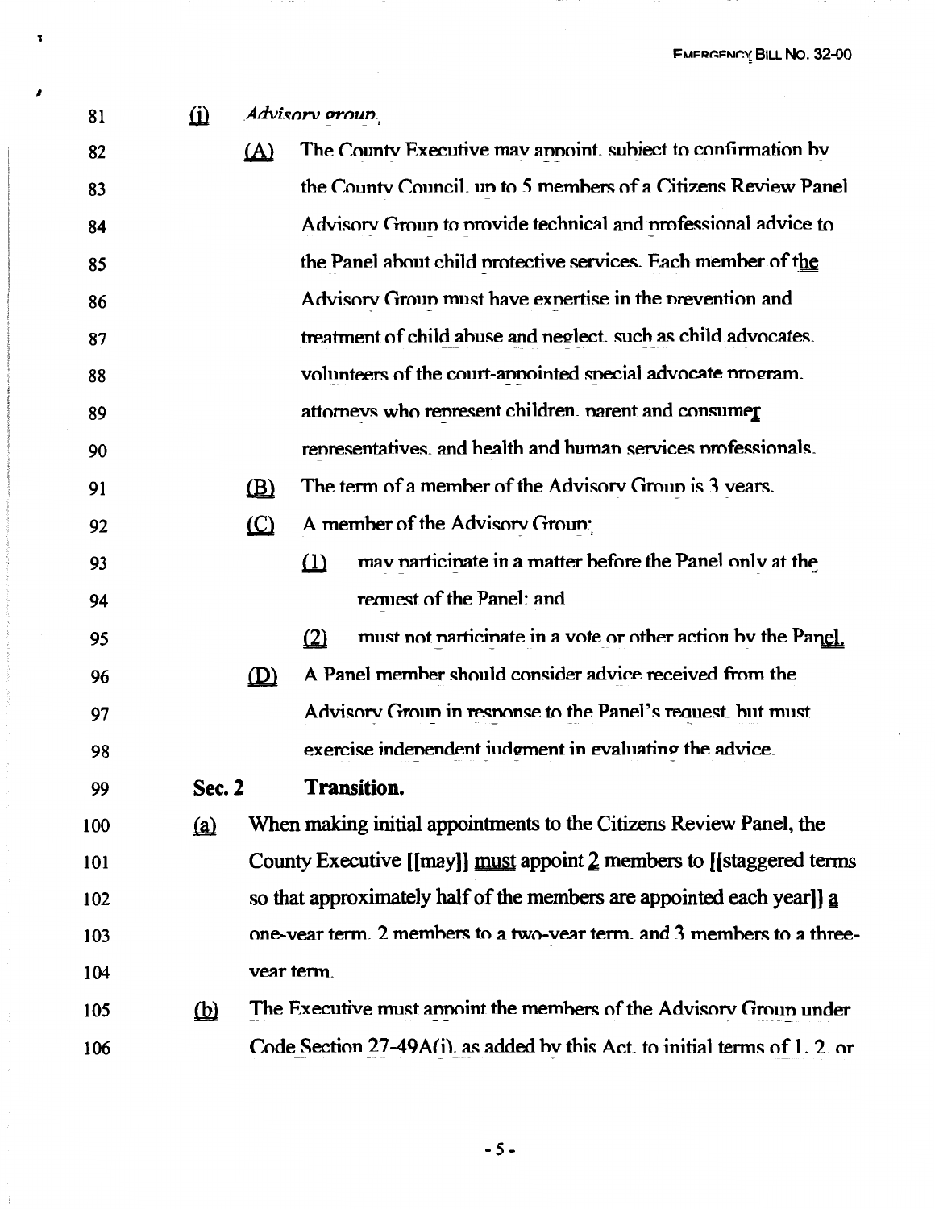81 (i) *Advisory group.*

82 (A) The County Executive may appoint, subject to confirmation by

83 the County Council, up to 5 members of a Citizens Review Panel

84 Advisory Group to provide technical and professional advice to

85 the Panel about child protective services. Each member of the

86 Advisory Group must have expertise in the prevention and

87 treatment of child abuse and neglect, such as child advocates,

88 volunteers of the court-appointed special advocate program,

89 attorneys who represent children, parent and consumer

90 representatives, and health and human services professionals.

91 (B) The term of a member of the Advisory Group is 3 years.

92 (C) A member of the Advisory Group:

93 (1) may participate in a matter before the Panel only at the

94 request of the Panel; and

95 (2) must not participate in a vote or other action by the Panel.

96 (D) A Panel member should consider advice received from the

97 Advisory Group in response to the Panel's request, but must

98 exercise independent judgment in evaluating the advice.

99 **Sec. 2 Transition.**

100 (a) When making initial appointments to the Citizens Review Panel, the

101 County Executive [[may]] must appoint 2 members to [[staggered terms

102 so that approximately half of the members are appointed each year]] a

103 one-year term, 2 members to a two-year term, and 3 members to a three-

104 year term.

105 (b) The Executive must appoint the members of the Advisory Group under

106 Code Section 27-49A(i), as added by this Act, to initial terms of 1, 2, or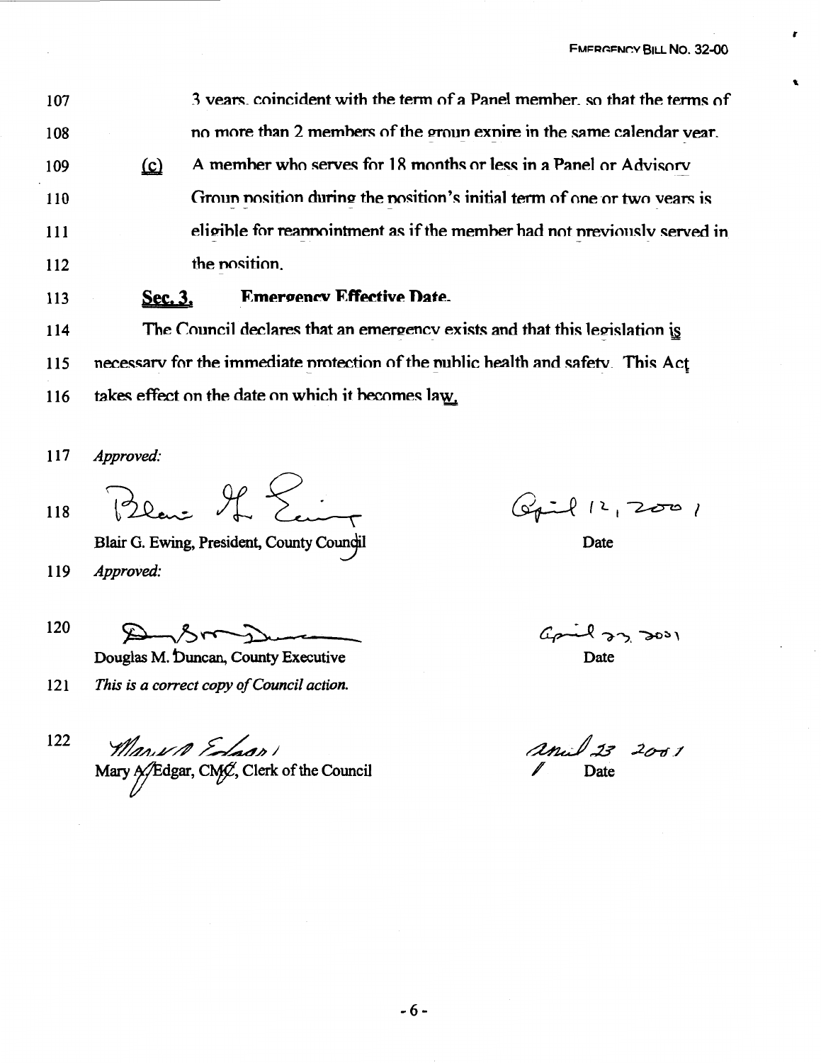107 3 years, coincident with the term of a Panel member, so that the terms of

108 no more than 2 members of the group expire in the same calendar year.

109 (c) A member who serves for 18 months or less in a Panel or Advisory

110 Group position during the position's initial term of one or two years is

111 eligible for reappointment as if the member had not previously served in

112 the position.

113 **Sec. 3. Emergency Effective Date.**

114 The Council declares that an emergency exists and that this legislation is

115 necessary for the immediate protection of the public health and safety. This Act

116 takes effect on the date on which it becomes law.

117 *Approved:*

118 Blair G. Ewing, President, County Council — April 12, 2001 — Date

119 *Approved:*

120 Douglas M. Duncan, County Executive — April 23, 2001 — Date

121 *This is a correct copy of Council action.*

122 Mary A. Edgar, CMC, Clerk of the Council — April 23 2001 — Date